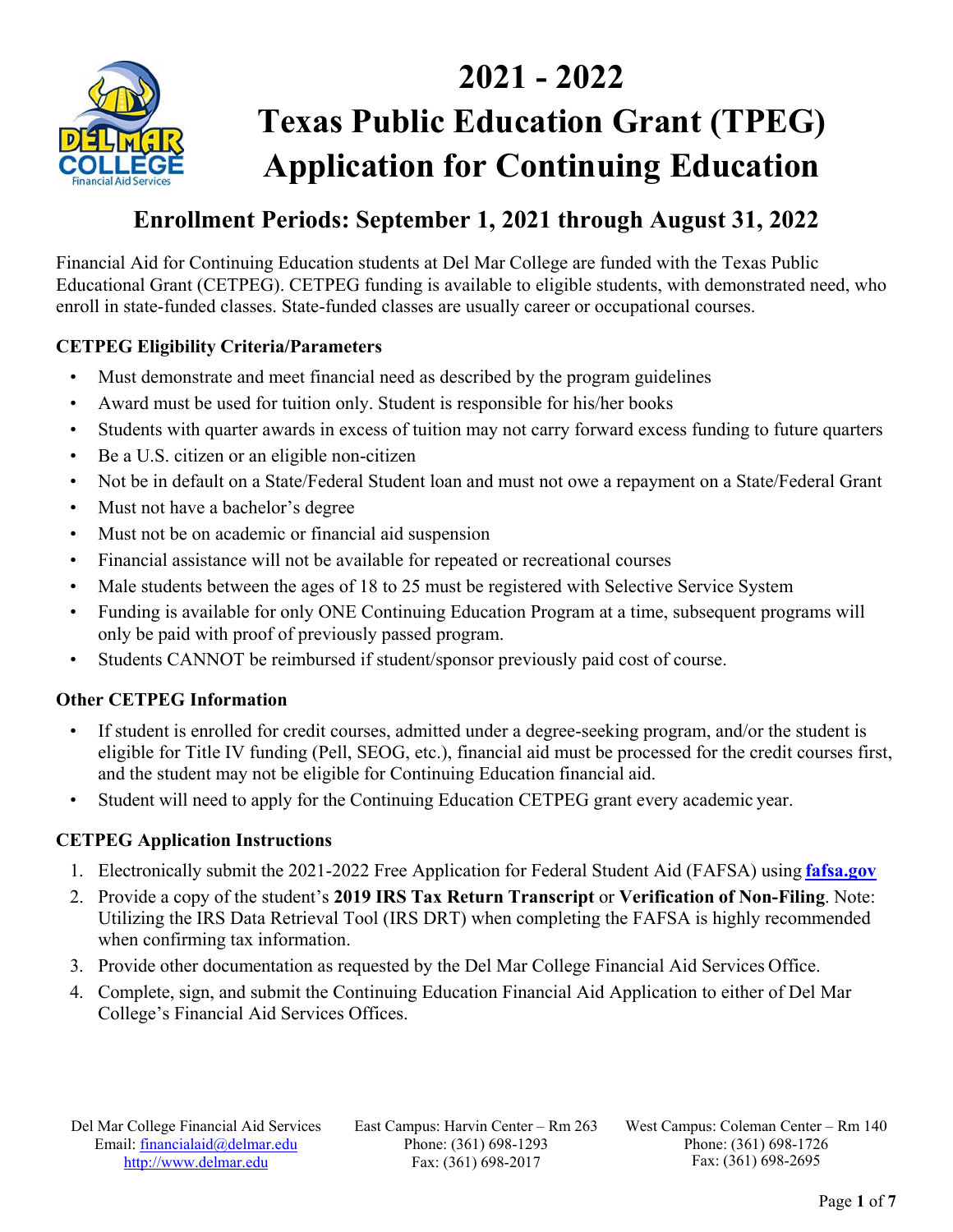# 2021 - 2022
# Texas Public Education Grant (TPEG) Application for Continuing Education

## Enrollment Periods: September 1, 2021 through August 31, 2022

Financial Aid for Continuing Education students at Del Mar College are funded with the Texas Public Educational Grant (CETPEG). CETPEG funding is available to eligible students, with demonstrated need, who enroll in state-funded classes. State-funded classes are usually career or occupational courses.

### CETPEG Eligibility Criteria/Parameters

- Must demonstrate and meet financial need as described by the program guidelines
- Award must be used for tuition only. Student is responsible for his/her books
- Students with quarter awards in excess of tuition may not carry forward excess funding to future quarters
- Be a U.S. citizen or an eligible non-citizen
- Not be in default on a State/Federal Student loan and must not owe a repayment on a State/Federal Grant
- Must not have a bachelor's degree
- Must not be on academic or financial aid suspension
- Financial assistance will not be available for repeated or recreational courses
- Male students between the ages of 18 to 25 must be registered with Selective Service System
- Funding is available for only ONE Continuing Education Program at a time, subsequent programs will only be paid with proof of previously passed program.
- Students CANNOT be reimbursed if student/sponsor previously paid cost of course.

### Other CETPEG Information

- If student is enrolled for credit courses, admitted under a degree-seeking program, and/or the student is eligible for Title IV funding (Pell, SEOG, etc.), financial aid must be processed for the credit courses first, and the student may not be eligible for Continuing Education financial aid.
- Student will need to apply for the Continuing Education CETPEG grant every academic year.

### CETPEG Application Instructions

1. Electronically submit the 2021-2022 Free Application for Federal Student Aid (FAFSA) using **fafsa.gov**
2. Provide a copy of the student's **2019 IRS Tax Return Transcript** or **Verification of Non-Filing**. Note: Utilizing the IRS Data Retrieval Tool (IRS DRT) when completing the FAFSA is highly recommended when confirming tax information.
3. Provide other documentation as requested by the Del Mar College Financial Aid Services Office.
4. Complete, sign, and submit the Continuing Education Financial Aid Application to either of Del Mar College's Financial Aid Services Offices.

Del Mar College Financial Aid Services
Email: financialaid@delmar.edu
http://www.delmar.edu

East Campus: Harvin Center – Rm 263
Phone: (361) 698-1293
Fax: (361) 698-2017

West Campus: Coleman Center – Rm 140
Phone: (361) 698-1726
Fax: (361) 698-2695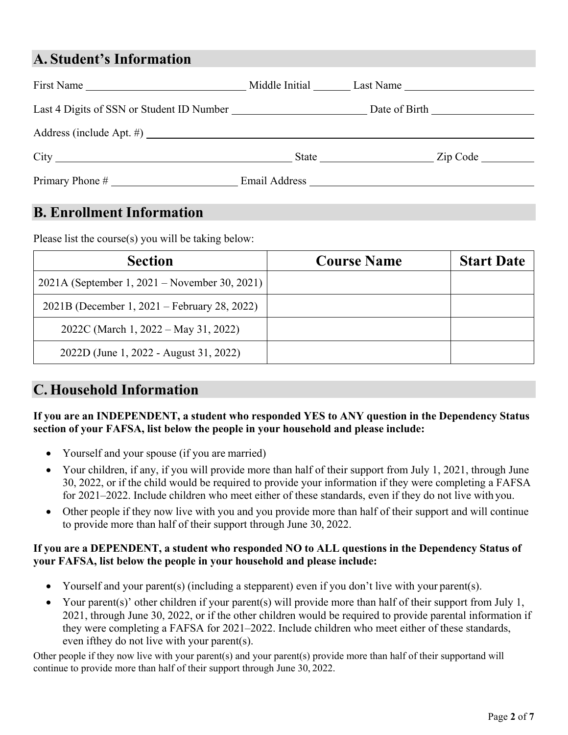## A. Student's Information

First Name ______________________ Middle Initial ______ Last Name ______________________

Last 4 Digits of SSN or Student ID Number ______________________ Date of Birth ______________________

Address (include Apt. #) ______________________________________________

City ______________________ State ______________________ Zip Code __________

Primary Phone # ______________________ Email Address ______________________

## B. Enrollment Information

Please list the course(s) you will be taking below:

| Section | Course Name | Start Date |
|---|---|---|
| 2021A (September 1, 2021 – November 30, 2021) | | |
| 2021B (December 1, 2021 – February 28, 2022) | | |
| 2022C (March 1, 2022 – May 31, 2022) | | |
| 2022D (June 1, 2022 - August 31, 2022) | | |

## C. Household Information

**If you are an INDEPENDENT, a student who responded YES to ANY question in the Dependency Status section of your FAFSA, list below the people in your household and please include:**

- Yourself and your spouse (if you are married)
- Your children, if any, if you will provide more than half of their support from July 1, 2021, through June 30, 2022, or if the child would be required to provide your information if they were completing a FAFSA for 2021–2022. Include children who meet either of these standards, even if they do not live with you.
- Other people if they now live with you and you provide more than half of their support and will continue to provide more than half of their support through June 30, 2022.

**If you are a DEPENDENT, a student who responded NO to ALL questions in the Dependency Status of your FAFSA, list below the people in your household and please include:**

- Yourself and your parent(s) (including a stepparent) even if you don't live with your parent(s).
- Your parent(s)' other children if your parent(s) will provide more than half of their support from July 1, 2021, through June 30, 2022, or if the other children would be required to provide parental information if they were completing a FAFSA for 2021–2022. Include children who meet either of these standards, even ifthey do not live with your parent(s).

Other people if they now live with your parent(s) and your parent(s) provide more than half of their supportand will continue to provide more than half of their support through June 30, 2022.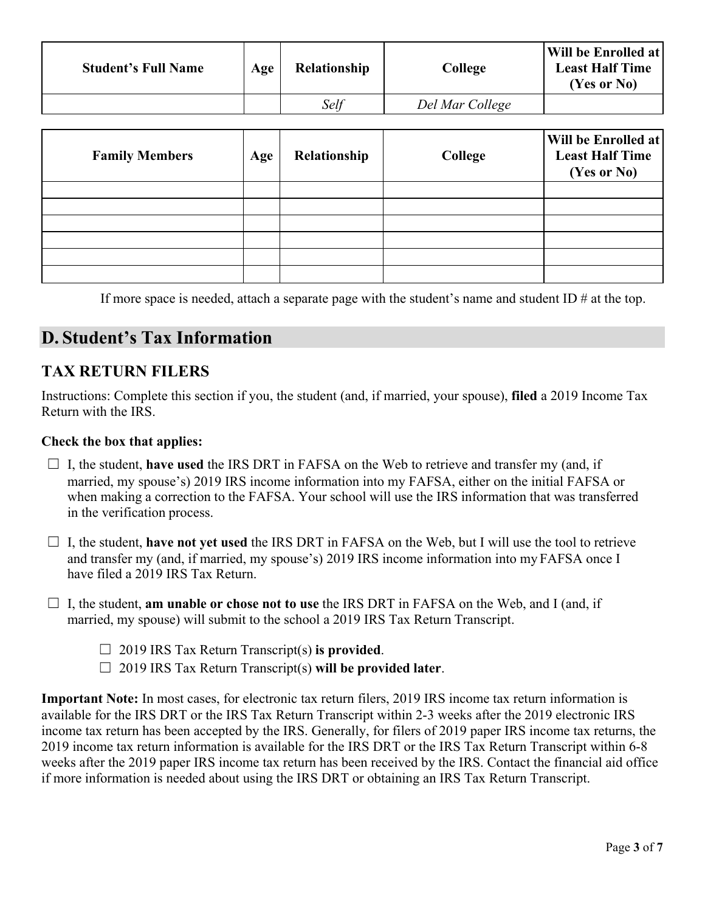| Student's Full Name | Age | Relationship | College | Will be Enrolled at Least Half Time (Yes or No) |
|---|---|---|---|---|
| | | *Self* | *Del Mar College* | |

| Family Members | Age | Relationship | College | Will be Enrolled at Least Half Time (Yes or No) |
|---|---|---|---|---|
| | | | | |
| | | | | |
| | | | | |
| | | | | |
| | | | | |
| | | | | |

If more space is needed, attach a separate page with the student's name and student ID # at the top.

## D. Student's Tax Information

### TAX RETURN FILERS

Instructions: Complete this section if you, the student (and, if married, your spouse), **filed** a 2019 Income Tax Return with the IRS.

**Check the box that applies:**

- ☐ I, the student, **have used** the IRS DRT in FAFSA on the Web to retrieve and transfer my (and, if married, my spouse's) 2019 IRS income information into my FAFSA, either on the initial FAFSA or when making a correction to the FAFSA. Your school will use the IRS information that was transferred in the verification process.

- ☐ I, the student, **have not yet used** the IRS DRT in FAFSA on the Web, but I will use the tool to retrieve and transfer my (and, if married, my spouse's) 2019 IRS income information into my FAFSA once I have filed a 2019 IRS Tax Return.

- ☐ I, the student, **am unable or chose not to use** the IRS DRT in FAFSA on the Web, and I (and, if married, my spouse) will submit to the school a 2019 IRS Tax Return Transcript.

  - ☐ 2019 IRS Tax Return Transcript(s) **is provided**.
  - ☐ 2019 IRS Tax Return Transcript(s) **will be provided later**.

**Important Note:** In most cases, for electronic tax return filers, 2019 IRS income tax return information is available for the IRS DRT or the IRS Tax Return Transcript within 2-3 weeks after the 2019 electronic IRS income tax return has been accepted by the IRS. Generally, for filers of 2019 paper IRS income tax returns, the 2019 income tax return information is available for the IRS DRT or the IRS Tax Return Transcript within 6-8 weeks after the 2019 paper IRS income tax return has been received by the IRS. Contact the financial aid office if more information is needed about using the IRS DRT or obtaining an IRS Tax Return Transcript.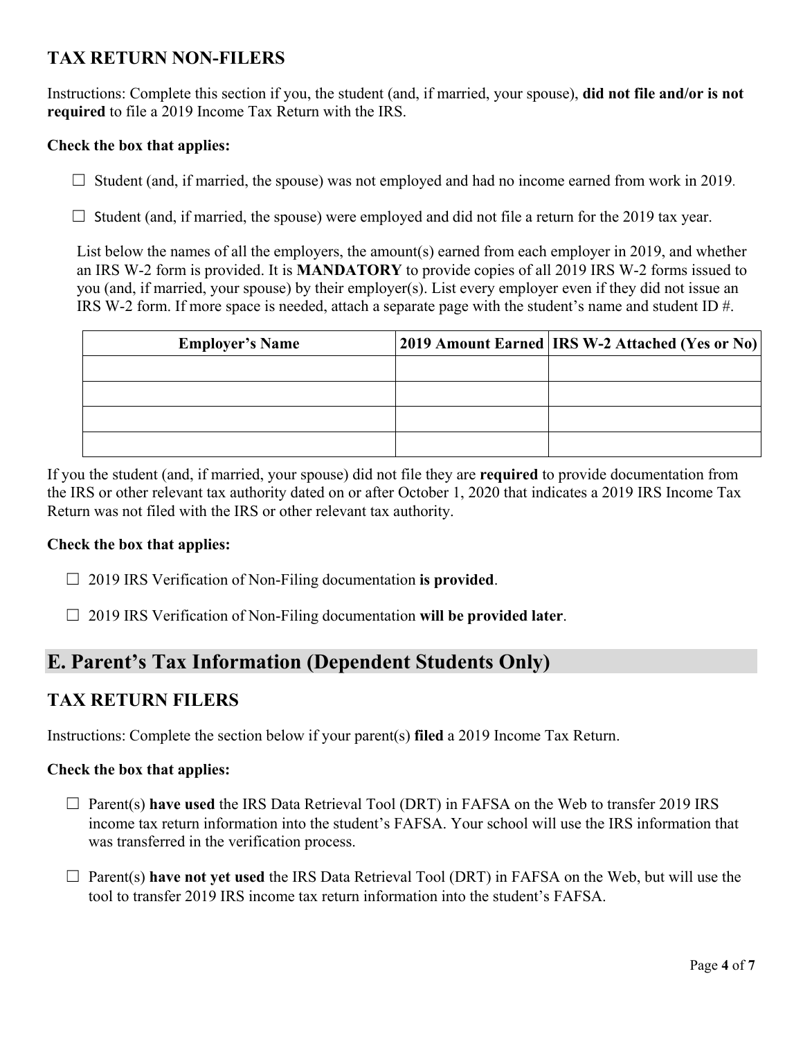## TAX RETURN NON-FILERS

Instructions: Complete this section if you, the student (and, if married, your spouse), **did not file and/or is not required** to file a 2019 Income Tax Return with the IRS.

**Check the box that applies:**

☐ Student (and, if married, the spouse) was not employed and had no income earned from work in 2019.

☐ Student (and, if married, the spouse) were employed and did not file a return for the 2019 tax year.

List below the names of all the employers, the amount(s) earned from each employer in 2019, and whether an IRS W-2 form is provided. It is **MANDATORY** to provide copies of all 2019 IRS W-2 forms issued to you (and, if married, your spouse) by their employer(s). List every employer even if they did not issue an IRS W-2 form. If more space is needed, attach a separate page with the student's name and student ID #.

| Employer's Name | 2019 Amount Earned | IRS W-2 Attached (Yes or No) |
|---|---|---|
| | | |
| | | |
| | | |
| | | |

If you the student (and, if married, your spouse) did not file they are **required** to provide documentation from the IRS or other relevant tax authority dated on or after October 1, 2020 that indicates a 2019 IRS Income Tax Return was not filed with the IRS or other relevant tax authority.

**Check the box that applies:**

☐ 2019 IRS Verification of Non-Filing documentation **is provided**.

☐ 2019 IRS Verification of Non-Filing documentation **will be provided later**.

# E. Parent's Tax Information (Dependent Students Only)

## TAX RETURN FILERS

Instructions: Complete the section below if your parent(s) **filed** a 2019 Income Tax Return.

**Check the box that applies:**

☐ Parent(s) **have used** the IRS Data Retrieval Tool (DRT) in FAFSA on the Web to transfer 2019 IRS income tax return information into the student's FAFSA. Your school will use the IRS information that was transferred in the verification process.

☐ Parent(s) **have not yet used** the IRS Data Retrieval Tool (DRT) in FAFSA on the Web, but will use the tool to transfer 2019 IRS income tax return information into the student's FAFSA.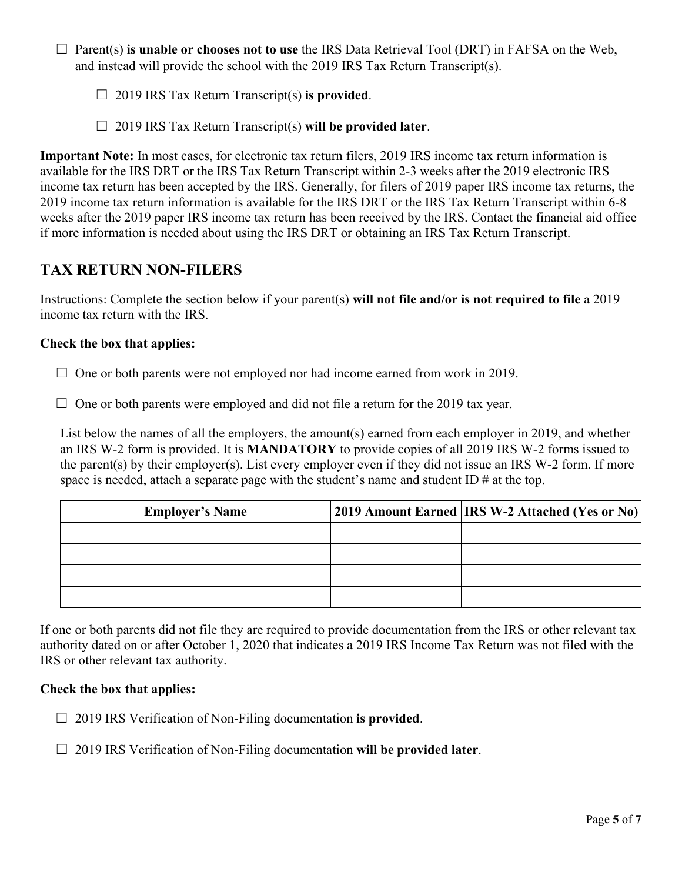☐ Parent(s) **is unable or chooses not to use** the IRS Data Retrieval Tool (DRT) in FAFSA on the Web, and instead will provide the school with the 2019 IRS Tax Return Transcript(s).

☐ 2019 IRS Tax Return Transcript(s) **is provided**.

☐ 2019 IRS Tax Return Transcript(s) **will be provided later**.

**Important Note:** In most cases, for electronic tax return filers, 2019 IRS income tax return information is available for the IRS DRT or the IRS Tax Return Transcript within 2-3 weeks after the 2019 electronic IRS income tax return has been accepted by the IRS. Generally, for filers of 2019 paper IRS income tax returns, the 2019 income tax return information is available for the IRS DRT or the IRS Tax Return Transcript within 6-8 weeks after the 2019 paper IRS income tax return has been received by the IRS. Contact the financial aid office if more information is needed about using the IRS DRT or obtaining an IRS Tax Return Transcript.

## TAX RETURN NON-FILERS

Instructions: Complete the section below if your parent(s) **will not file and/or is not required to file** a 2019 income tax return with the IRS.

**Check the box that applies:**

☐ One or both parents were not employed nor had income earned from work in 2019.

☐ One or both parents were employed and did not file a return for the 2019 tax year.

List below the names of all the employers, the amount(s) earned from each employer in 2019, and whether an IRS W-2 form is provided. It is **MANDATORY** to provide copies of all 2019 IRS W-2 forms issued to the parent(s) by their employer(s). List every employer even if they did not issue an IRS W-2 form. If more space is needed, attach a separate page with the student's name and student ID # at the top.

| Employer's Name | 2019 Amount Earned | IRS W-2 Attached (Yes or No) |
|---|---|---|
| | | |
| | | |
| | | |
| | | |

If one or both parents did not file they are required to provide documentation from the IRS or other relevant tax authority dated on or after October 1, 2020 that indicates a 2019 IRS Income Tax Return was not filed with the IRS or other relevant tax authority.

**Check the box that applies:**

☐ 2019 IRS Verification of Non-Filing documentation **is provided**.

☐ 2019 IRS Verification of Non-Filing documentation **will be provided later**.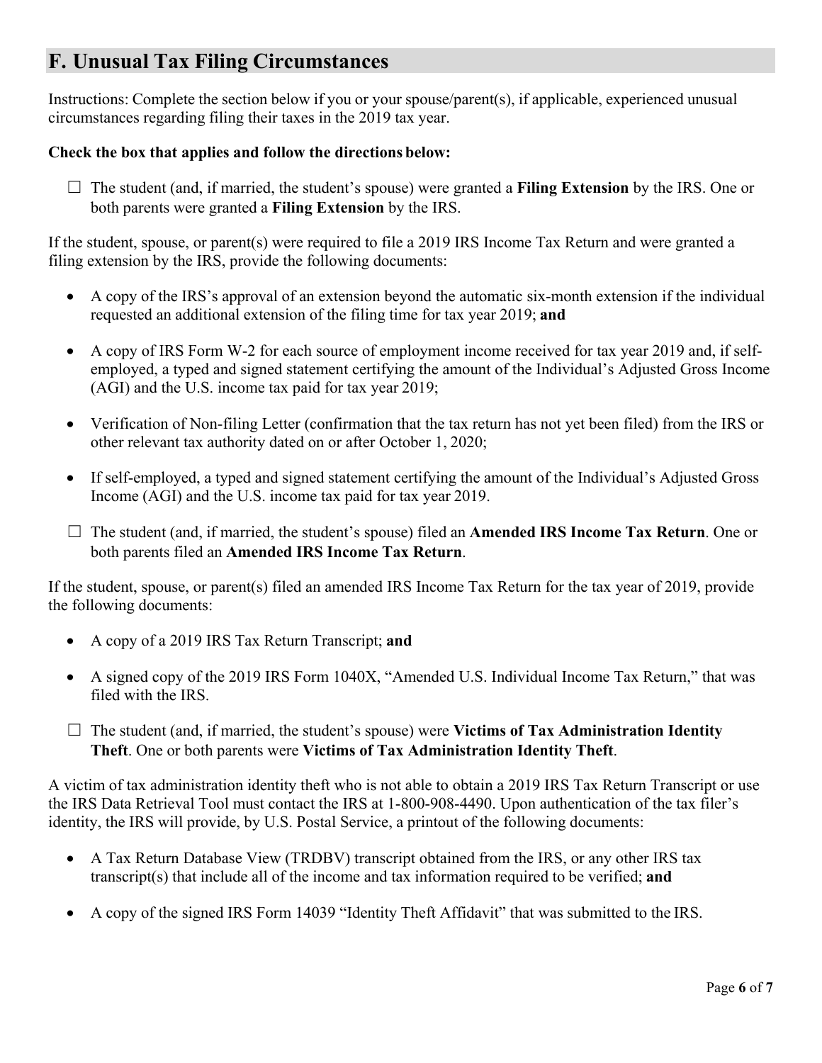## F. Unusual Tax Filing Circumstances

Instructions: Complete the section below if you or your spouse/parent(s), if applicable, experienced unusual circumstances regarding filing their taxes in the 2019 tax year.

**Check the box that applies and follow the directions below:**

☐ The student (and, if married, the student's spouse) were granted a **Filing Extension** by the IRS. One or both parents were granted a **Filing Extension** by the IRS.

If the student, spouse, or parent(s) were required to file a 2019 IRS Income Tax Return and were granted a filing extension by the IRS, provide the following documents:

- A copy of the IRS's approval of an extension beyond the automatic six-month extension if the individual requested an additional extension of the filing time for tax year 2019; **and**
- A copy of IRS Form W-2 for each source of employment income received for tax year 2019 and, if self-employed, a typed and signed statement certifying the amount of the Individual's Adjusted Gross Income (AGI) and the U.S. income tax paid for tax year 2019;
- Verification of Non-filing Letter (confirmation that the tax return has not yet been filed) from the IRS or other relevant tax authority dated on or after October 1, 2020;
- If self-employed, a typed and signed statement certifying the amount of the Individual's Adjusted Gross Income (AGI) and the U.S. income tax paid for tax year 2019.

☐ The student (and, if married, the student's spouse) filed an **Amended IRS Income Tax Return**. One or both parents filed an **Amended IRS Income Tax Return**.

If the student, spouse, or parent(s) filed an amended IRS Income Tax Return for the tax year of 2019, provide the following documents:

- A copy of a 2019 IRS Tax Return Transcript; **and**
- A signed copy of the 2019 IRS Form 1040X, "Amended U.S. Individual Income Tax Return," that was filed with the IRS.

☐ The student (and, if married, the student's spouse) were **Victims of Tax Administration Identity Theft**. One or both parents were **Victims of Tax Administration Identity Theft**.

A victim of tax administration identity theft who is not able to obtain a 2019 IRS Tax Return Transcript or use the IRS Data Retrieval Tool must contact the IRS at 1-800-908-4490. Upon authentication of the tax filer's identity, the IRS will provide, by U.S. Postal Service, a printout of the following documents:

- A Tax Return Database View (TRDBV) transcript obtained from the IRS, or any other IRS tax transcript(s) that include all of the income and tax information required to be verified; **and**
- A copy of the signed IRS Form 14039 "Identity Theft Affidavit" that was submitted to the IRS.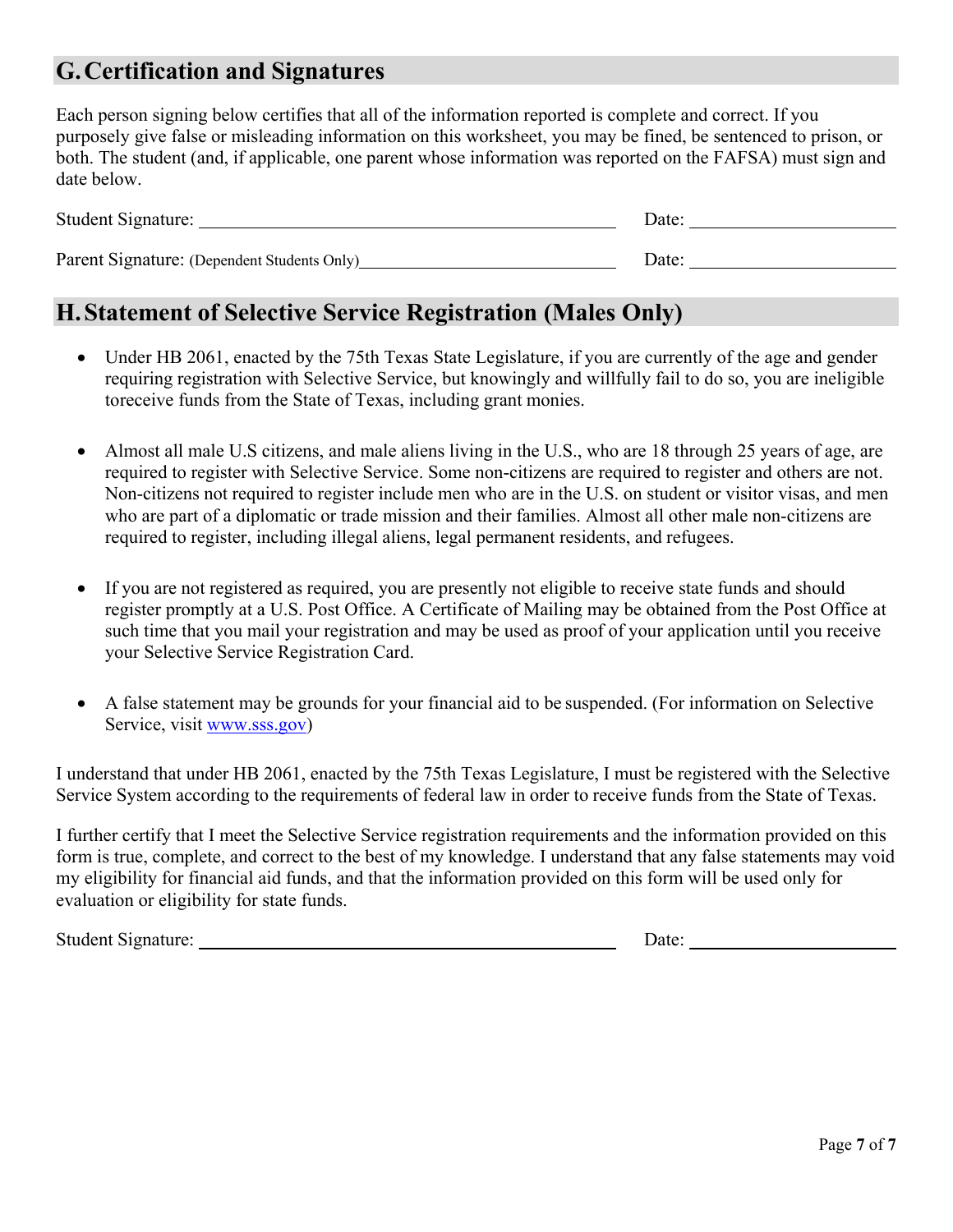## G. Certification and Signatures

Each person signing below certifies that all of the information reported is complete and correct. If you purposely give false or misleading information on this worksheet, you may be fined, be sentenced to prison, or both. The student (and, if applicable, one parent whose information was reported on the FAFSA) must sign and date below.

Student Signature: \_\_\_\_\_\_\_\_\_\_\_\_\_\_\_\_\_\_\_\_\_\_\_\_\_\_\_\_\_\_\_\_\_\_\_\_\_\_\_\_ Date: \_\_\_\_\_\_\_\_\_\_\_\_\_\_\_\_\_\_\_\_

Parent Signature: (Dependent Students Only)\_\_\_\_\_\_\_\_\_\_\_\_\_\_\_\_\_\_\_\_\_\_\_\_\_\_\_\_ Date: \_\_\_\_\_\_\_\_\_\_\_\_\_\_\_\_\_\_\_\_

## H. Statement of Selective Service Registration (Males Only)

- Under HB 2061, enacted by the 75th Texas State Legislature, if you are currently of the age and gender requiring registration with Selective Service, but knowingly and willfully fail to do so, you are ineligible toreceive funds from the State of Texas, including grant monies.

- Almost all male U.S citizens, and male aliens living in the U.S., who are 18 through 25 years of age, are required to register with Selective Service. Some non-citizens are required to register and others are not. Non-citizens not required to register include men who are in the U.S. on student or visitor visas, and men who are part of a diplomatic or trade mission and their families. Almost all other male non-citizens are required to register, including illegal aliens, legal permanent residents, and refugees.

- If you are not registered as required, you are presently not eligible to receive state funds and should register promptly at a U.S. Post Office. A Certificate of Mailing may be obtained from the Post Office at such time that you mail your registration and may be used as proof of your application until you receive your Selective Service Registration Card.

- A false statement may be grounds for your financial aid to be suspended. (For information on Selective Service, visit www.sss.gov)

I understand that under HB 2061, enacted by the 75th Texas Legislature, I must be registered with the Selective Service System according to the requirements of federal law in order to receive funds from the State of Texas.

I further certify that I meet the Selective Service registration requirements and the information provided on this form is true, complete, and correct to the best of my knowledge. I understand that any false statements may void my eligibility for financial aid funds, and that the information provided on this form will be used only for evaluation or eligibility for state funds.

Student Signature: \_\_\_\_\_\_\_\_\_\_\_\_\_\_\_\_\_\_\_\_\_\_\_\_\_\_\_\_\_\_\_\_\_\_\_\_\_\_\_\_ Date: \_\_\_\_\_\_\_\_\_\_\_\_\_\_\_\_\_\_\_\_